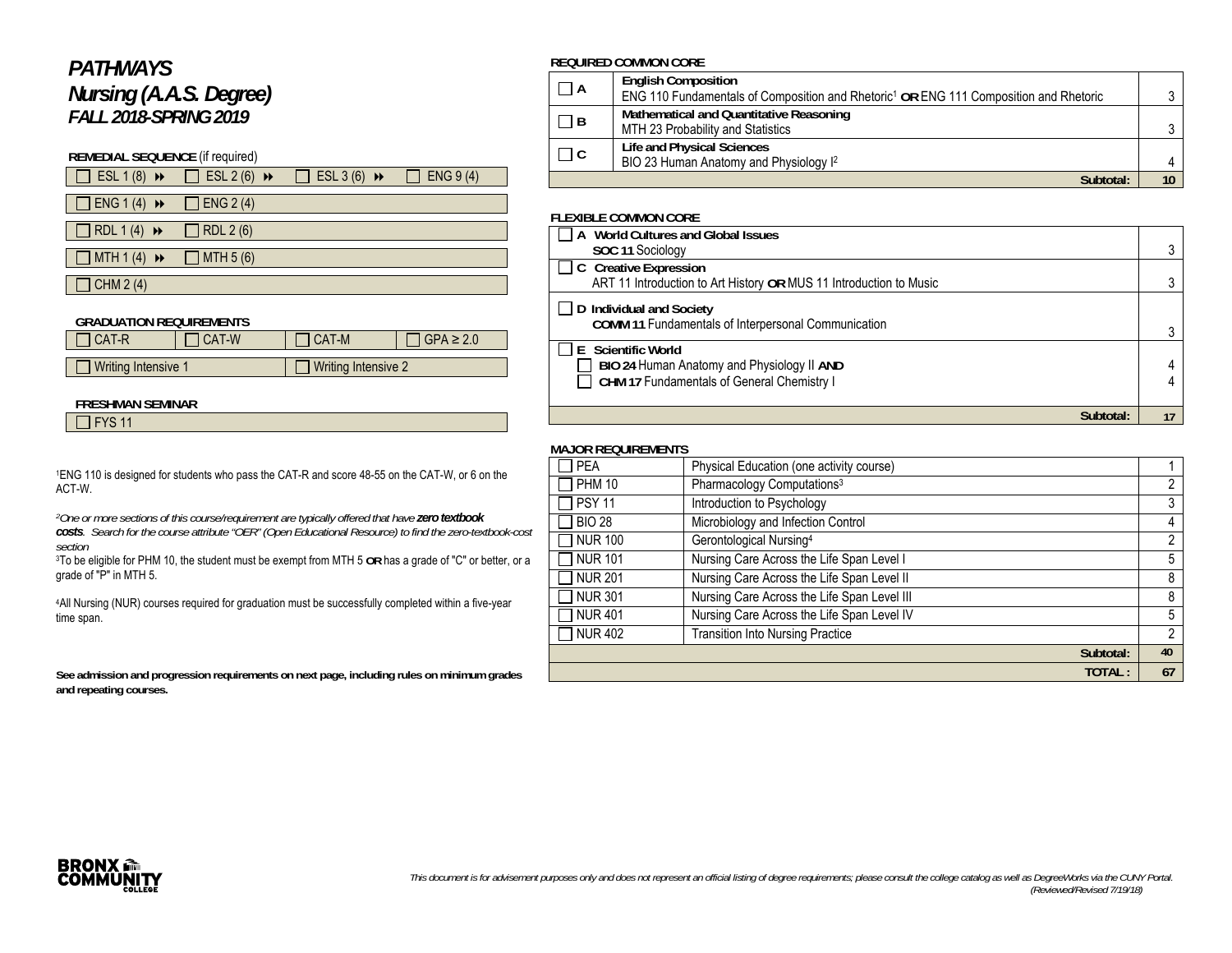# *PATHWAYS*
# *Nursing (A.A.S. Degree)*
## *FALL 2018-SPRING 2019*

**REMEDIAL SEQUENCE** (if required)

| | | | |
|---|---|---|---|
| ☐ ESL 1 (8) ⏩ | ☐ ESL 2 (6) ⏩ | ☐ ESL 3 (6) ⏩ | ☐ ENG 9 (4) |
| ☐ ENG 1 (4) ⏩ | ☐ ENG 2 (4) | | |
| ☐ RDL 1 (4) ⏩ | ☐ RDL 2 (6) | | |
| ☐ MTH 1 (4) ⏩ | ☐ MTH 5 (6) | | |
| ☐ CHM 2 (4) | | | |

**GRADUATION REQUIREMENTS**

| | | | |
|---|---|---|---|
| ☐ CAT-R | ☐ CAT-W | ☐ CAT-M | ☐ GPA ≥ 2.0 |
| ☐ Writing Intensive 1 | | ☐ Writing Intensive 2 | |

**FRESHMAN SEMINAR**

☐ FYS 11

[1]ENG 110 is designed for students who pass the CAT-R and score 48-55 on the CAT-W, or 6 on the ACT-W.

[2]*One or more sections of this course/requirement are typically offered that have **zero textbook costs**. Search for the course attribute "OER" (Open Educational Resource) to find the zero-textbook-cost section*

[3]To be eligible for PHM 10, the student must be exempt from MTH 5 **OR** has a grade of "C" or better, or a grade of "P" in MTH 5.

[4]All Nursing (NUR) courses required for graduation must be successfully completed within a five-year time span.

**See admission and progression requirements on next page, including rules on minimum grades and repeating courses.**

**REQUIRED COMMON CORE**

| | | |
|---|---|---|
| ☐ **A** | **English Composition**<br>ENG 110 Fundamentals of Composition and Rhetoric[1] **OR** ENG 111 Composition and Rhetoric | 3 |
| ☐ **B** | **Mathematical and Quantitative Reasoning**<br>MTH 23 Probability and Statistics | 3 |
| ☐ **C** | **Life and Physical Sciences**<br>BIO 23 Human Anatomy and Physiology I[2] | 4 |
| | **Subtotal:** | **10** |

**FLEXIBLE COMMON CORE**

| | |
|---|---|
| ☐ **A World Cultures and Global Issues**<br>**SOC 11** Sociology | 3 |
| ☐ **C Creative Expression**<br>ART 11 Introduction to Art History **OR** MUS 11 Introduction to Music | 3 |
| ☐ **D Individual and Society**<br>**COMM 11** Fundamentals of Interpersonal Communication | 3 |
| ☐ **E Scientific World**<br>☐ **BIO 24** Human Anatomy and Physiology II **AND**<br>☐ **CHM 17** Fundamentals of General Chemistry I | 4<br>4 |
| **Subtotal:** | **17** |

**MAJOR REQUIREMENTS**

| | | |
|---|---|---|
| ☐ PEA | Physical Education (one activity course) | 1 |
| ☐ PHM 10 | Pharmacology Computations[3] | 2 |
| ☐ PSY 11 | Introduction to Psychology | 3 |
| ☐ BIO 28 | Microbiology and Infection Control | 4 |
| ☐ NUR 100 | Gerontological Nursing[4] | 2 |
| ☐ NUR 101 | Nursing Care Across the Life Span Level I | 5 |
| ☐ NUR 201 | Nursing Care Across the Life Span Level II | 8 |
| ☐ NUR 301 | Nursing Care Across the Life Span Level III | 8 |
| ☐ NUR 401 | Nursing Care Across the Life Span Level IV | 5 |
| ☐ NUR 402 | Transition Into Nursing Practice | 2 |
| | **Subtotal:** | **40** |
| | **TOTAL :** | **67** |

*This document is for advisement purposes only and does not represent an official listing of degree requirements; please consult the college catalog as well as DegreeWorks via the CUNY Portal. (Reviewed/Revised 7/19/18)*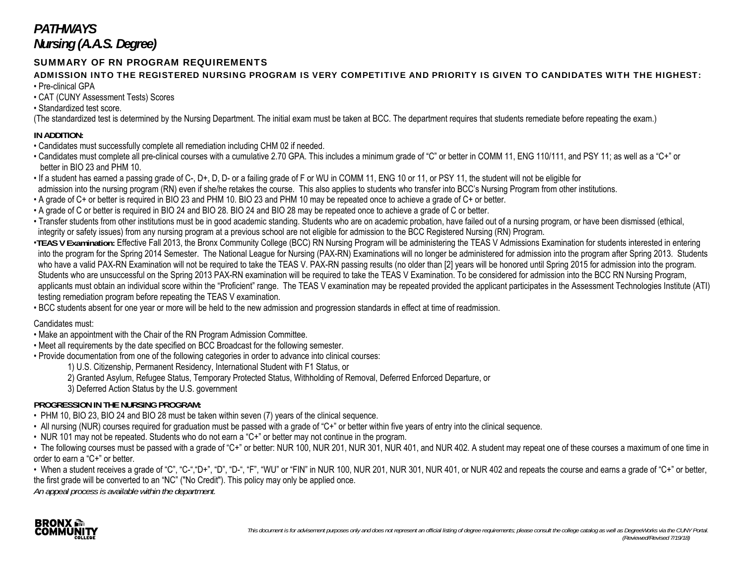# *PATHWAYS*
# *Nursing (A.A.S. Degree)*

## SUMMARY OF RN PROGRAM REQUIREMENTS

### ADMISSION INTO THE REGISTERED NURSING PROGRAM IS VERY COMPETITIVE AND PRIORITY IS GIVEN TO CANDIDATES WITH THE HIGHEST:

- Pre-clinical GPA
- CAT (CUNY Assessment Tests) Scores
- Standardized test score.

(The standardized test is determined by the Nursing Department. The initial exam must be taken at BCC. The department requires that students remediate before repeating the exam.)

**IN ADDITION:**

- Candidates must successfully complete all remediation including CHM 02 if needed.
- Candidates must complete all pre-clinical courses with a cumulative 2.70 GPA. This includes a minimum grade of "C" or better in COMM 11, ENG 110/111, and PSY 11; as well as a "C+" or better in BIO 23 and PHM 10.
- If a student has earned a passing grade of C-, D+, D, D- or a failing grade of F or WU in COMM 11, ENG 10 or 11, or PSY 11, the student will not be eligible for admission into the nursing program (RN) even if she/he retakes the course. This also applies to students who transfer into BCC's Nursing Program from other institutions.
- A grade of C+ or better is required in BIO 23 and PHM 10. BIO 23 and PHM 10 may be repeated once to achieve a grade of C+ or better.
- A grade of C or better is required in BIO 24 and BIO 28. BIO 24 and BIO 28 may be repeated once to achieve a grade of C or better.
- Transfer students from other institutions must be in good academic standing. Students who are on academic probation, have failed out of a nursing program, or have been dismissed (ethical, integrity or safety issues) from any nursing program at a previous school are not eligible for admission to the BCC Registered Nursing (RN) Program.
- **TEAS V Examination:** Effective Fall 2013, the Bronx Community College (BCC) RN Nursing Program will be administering the TEAS V Admissions Examination for students interested in entering into the program for the Spring 2014 Semester. The National League for Nursing (PAX-RN) Examinations will no longer be administered for admission into the program after Spring 2013. Students who have a valid PAX-RN Examination will not be required to take the TEAS V. PAX-RN passing results (no older than [2] years will be honored until Spring 2015 for admission into the program. Students who are unsuccessful on the Spring 2013 PAX-RN examination will be required to take the TEAS V Examination. To be considered for admission into the BCC RN Nursing Program, applicants must obtain an individual score within the "Proficient" range. The TEAS V examination may be repeated provided the applicant participates in the Assessment Technologies Institute (ATI) testing remediation program before repeating the TEAS V examination.
- BCC students absent for one year or more will be held to the new admission and progression standards in effect at time of readmission.

Candidates must:

- Make an appointment with the Chair of the RN Program Admission Committee.
- Meet all requirements by the date specified on BCC Broadcast for the following semester.
- Provide documentation from one of the following categories in order to advance into clinical courses:
  1) U.S. Citizenship, Permanent Residency, International Student with F1 Status, or
  2) Granted Asylum, Refugee Status, Temporary Protected Status, Withholding of Removal, Deferred Enforced Departure, or
  3) Deferred Action Status by the U.S. government

**PROGRESSION IN THE NURSING PROGRAM:**

- PHM 10, BIO 23, BIO 24 and BIO 28 must be taken within seven (7) years of the clinical sequence.
- All nursing (NUR) courses required for graduation must be passed with a grade of "C+" or better within five years of entry into the clinical sequence.
- NUR 101 may not be repeated. Students who do not earn a "C+" or better may not continue in the program.
- The following courses must be passed with a grade of "C+" or better: NUR 100, NUR 201, NUR 301, NUR 401, and NUR 402. A student may repeat one of these courses a maximum of one time in order to earn a "C+" or better.
- When a student receives a grade of "C", "C-","D+", "D", "D-", "F", "WU" or "FIN" in NUR 100, NUR 201, NUR 301, NUR 401, or NUR 402 and repeats the course and earns a grade of "C+" or better, the first grade will be converted to an "NC" ("No Credit"). This policy may only be applied once.

*An appeal process is available within the department.*

*This document is for advisement purposes only and does not represent an official listing of degree requirements; please consult the college catalog as well as DegreeWorks via the CUNY Portal. (Reviewed/Revised 7/19/18)*